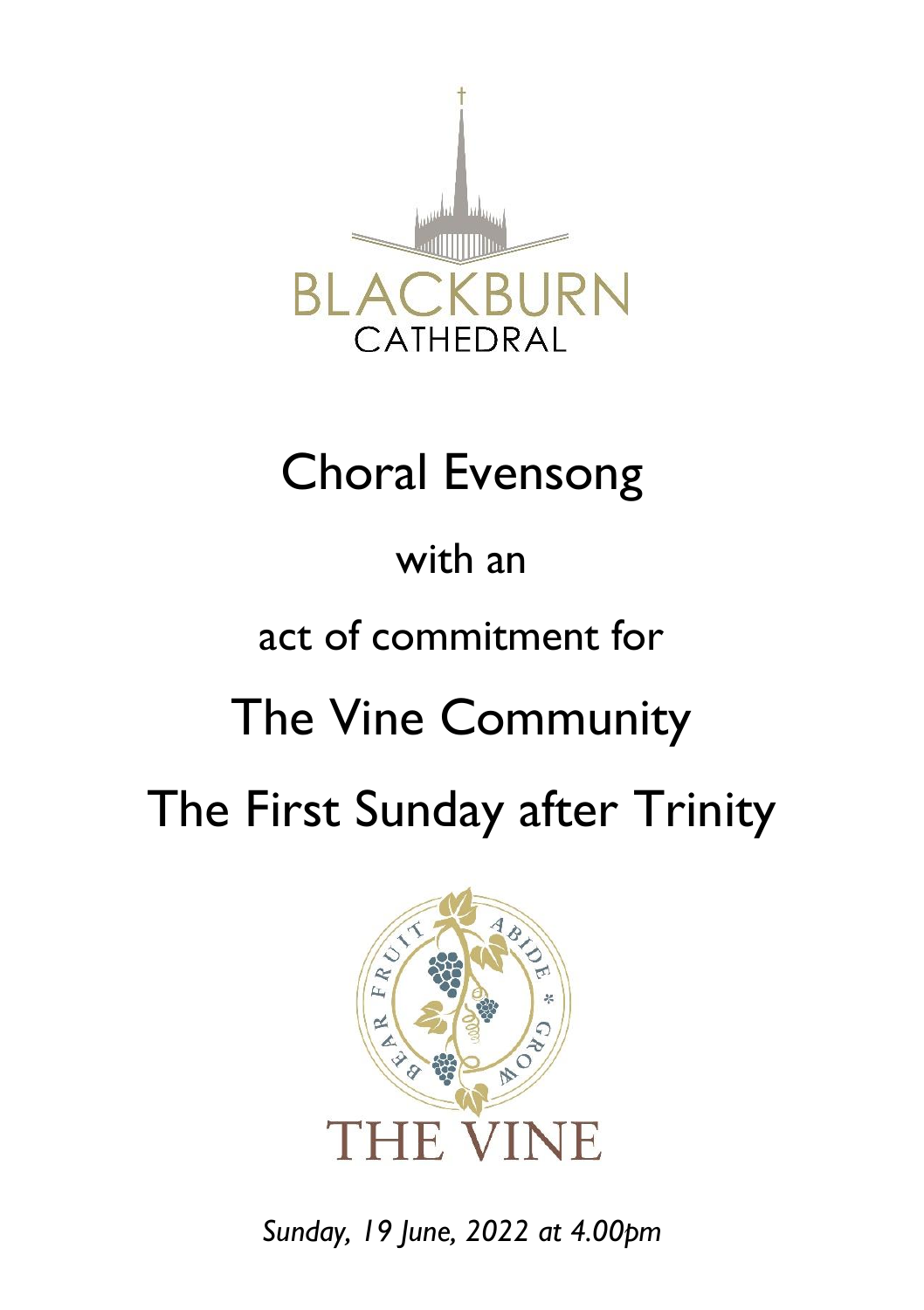BLACKBURN
CATHEDRAL

# Choral Evensong

with an

act of commitment for

# The Vine Community

# The First Sunday after Trinity

BEAR FRUIT ABIDE * GROW

THE VINE

*Sunday, 19 June, 2022 at 4.00pm*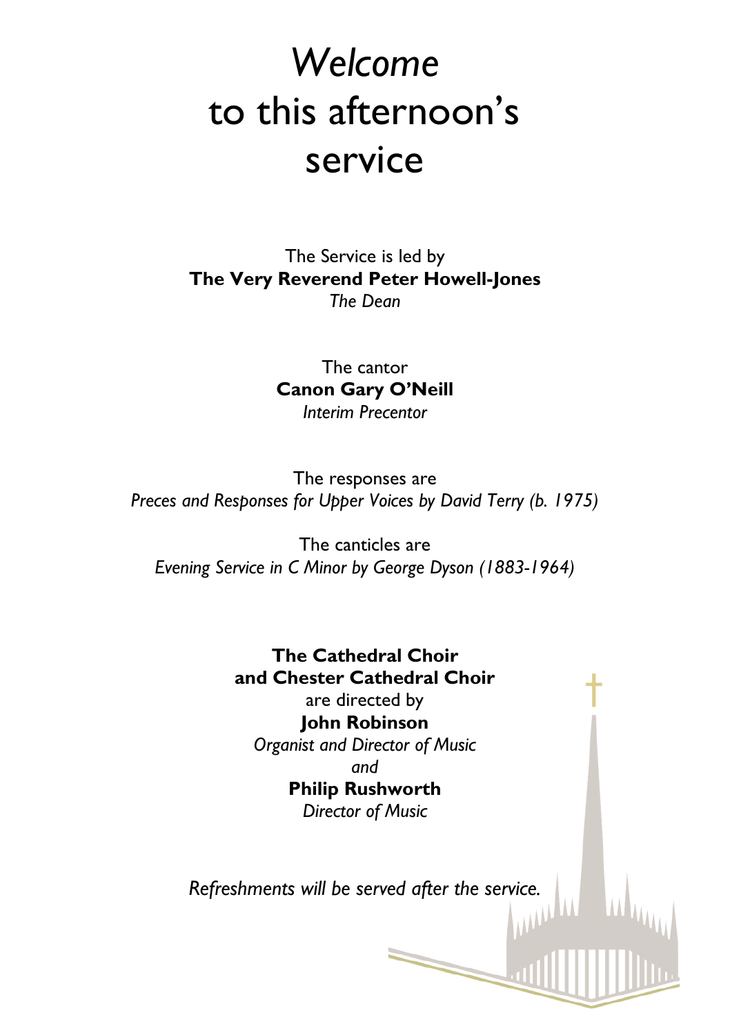# *Welcome* to this afternoon's service

The Service is led by
**The Very Reverend Peter Howell-Jones**
*The Dean*

The cantor
**Canon Gary O'Neill**
*Interim Precentor*

The responses are
*Preces and Responses for Upper Voices by David Terry (b. 1975)*

The canticles are
*Evening Service in C Minor by George Dyson (1883-1964)*

**The Cathedral Choir**
**and Chester Cathedral Choir**
are directed by
**John Robinson**
*Organist and Director of Music*
*and*
**Philip Rushworth**
*Director of Music*

*Refreshments will be served after the service.*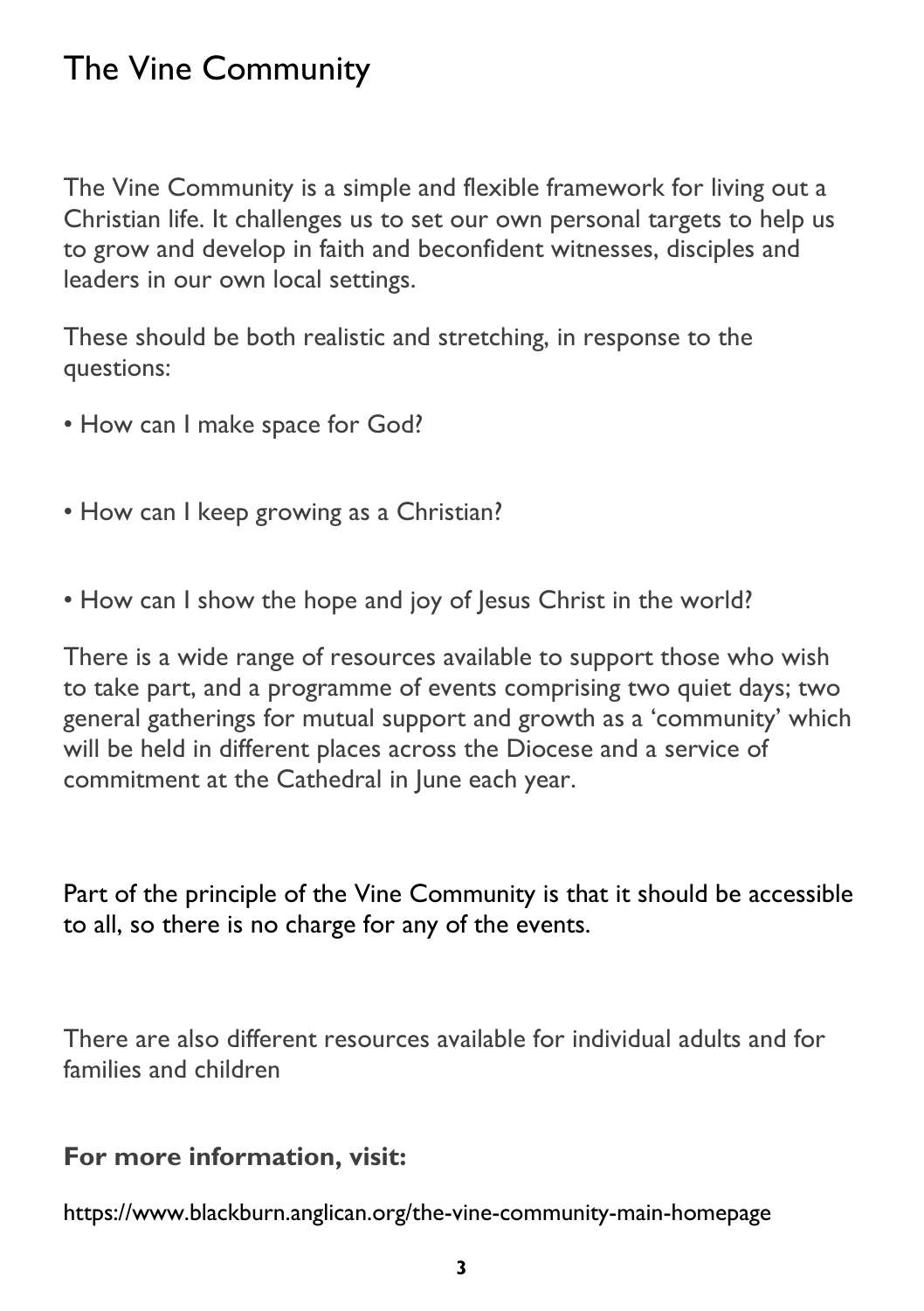# The Vine Community

The Vine Community is a simple and flexible framework for living out a Christian life. It challenges us to set our own personal targets to help us to grow and develop in faith and beconfident witnesses, disciples and leaders in our own local settings.

These should be both realistic and stretching, in response to the questions:

- How can I make space for God?
- How can I keep growing as a Christian?
- How can I show the hope and joy of Jesus Christ in the world?

There is a wide range of resources available to support those who wish to take part, and a programme of events comprising two quiet days; two general gatherings for mutual support and growth as a 'community' which will be held in different places across the Diocese and a service of commitment at the Cathedral in June each year.

Part of the principle of the Vine Community is that it should be accessible to all, so there is no charge for any of the events.

There are also different resources available for individual adults and for families and children

**For more information, visit:**

https://www.blackburn.anglican.org/the-vine-community-main-homepage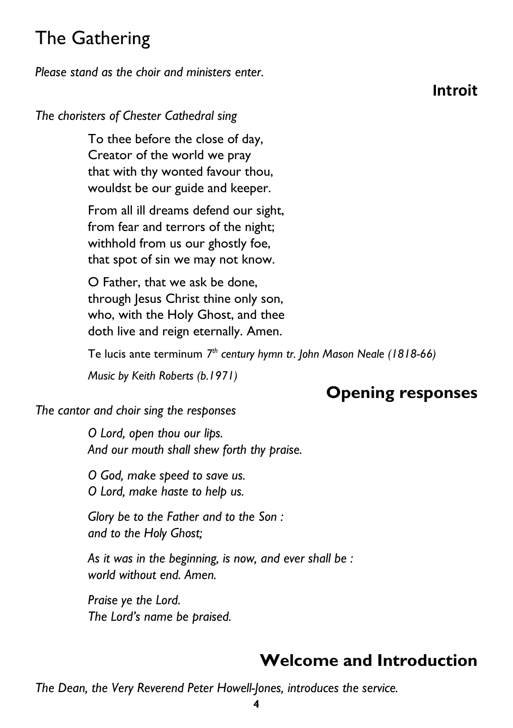# The Gathering

*Please stand as the choir and ministers enter.*

## Introit

*The choristers of Chester Cathedral sing*

To thee before the close of day,
Creator of the world we pray
that with thy wonted favour thou,
wouldst be our guide and keeper.

From all ill dreams defend our sight,
from fear and terrors of the night;
withhold from us our ghostly foe,
that spot of sin we may not know.

O Father, that we ask be done,
through Jesus Christ thine only son,
who, with the Holy Ghost, and thee
doth live and reign eternally. Amen.

Te lucis ante terminum *7th century hymn tr. John Mason Neale (1818-66)*

*Music by Keith Roberts (b.1971)*

## Opening responses

*The cantor and choir sing the responses*

*O Lord, open thou our lips.*
*And our mouth shall shew forth thy praise.*

*O God, make speed to save us.*
*O Lord, make haste to help us.*

*Glory be to the Father and to the Son :*
*and to the Holy Ghost;*

*As it was in the beginning, is now, and ever shall be :*
*world without end. Amen.*

*Praise ye the Lord.*
*The Lord's name be praised.*

## Welcome and Introduction

*The Dean, the Very Reverend Peter Howell-Jones, introduces the service.*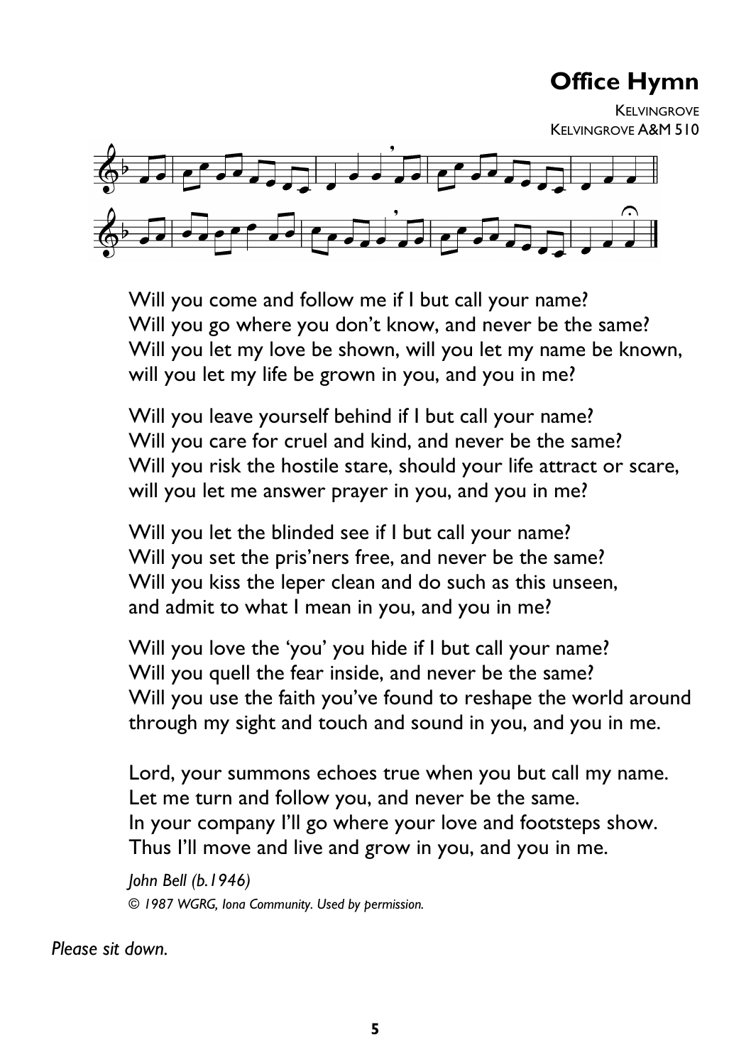## Office Hymn

KELVINGROVE
KELVINGROVE A&M 510

Will you come and follow me if I but call your name?
Will you go where you don't know, and never be the same?
Will you let my love be shown, will you let my name be known,
will you let my life be grown in you, and you in me?

Will you leave yourself behind if I but call your name?
Will you care for cruel and kind, and never be the same?
Will you risk the hostile stare, should your life attract or scare,
will you let me answer prayer in you, and you in me?

Will you let the blinded see if I but call your name?
Will you set the pris'ners free, and never be the same?
Will you kiss the leper clean and do such as this unseen,
and admit to what I mean in you, and you in me?

Will you love the 'you' you hide if I but call your name?
Will you quell the fear inside, and never be the same?
Will you use the faith you've found to reshape the world around
through my sight and touch and sound in you, and you in me.

Lord, your summons echoes true when you but call my name.
Let me turn and follow you, and never be the same.
In your company I'll go where your love and footsteps show.
Thus I'll move and live and grow in you, and you in me.

*John Bell (b.1946)*
*© 1987 WGRG, Iona Community. Used by permission.*

*Please sit down.*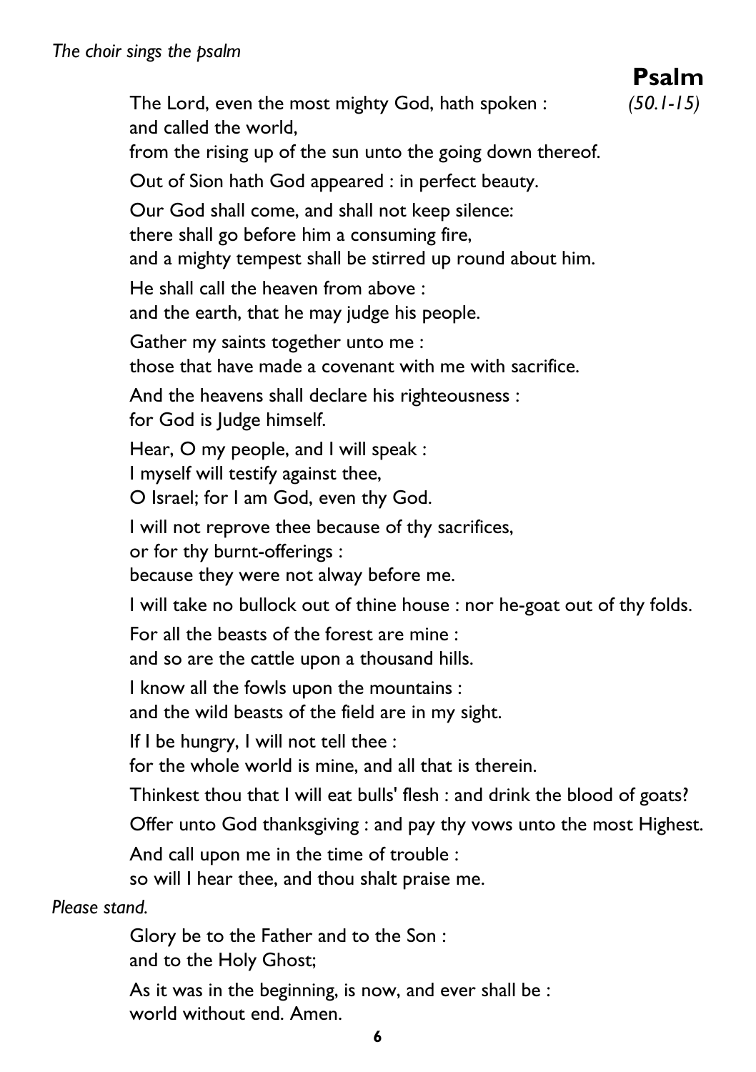*The choir sings the psalm*

## Psalm

*(50.1-15)*

The Lord, even the most mighty God, hath spoken :  
and called the world,  
from the rising up of the sun unto the going down thereof.

Out of Sion hath God appeared : in perfect beauty.

Our God shall come, and shall not keep silence:  
there shall go before him a consuming fire,  
and a mighty tempest shall be stirred up round about him.

He shall call the heaven from above :  
and the earth, that he may judge his people.

Gather my saints together unto me :  
those that have made a covenant with me with sacrifice.

And the heavens shall declare his righteousness :  
for God is Judge himself.

Hear, O my people, and I will speak :  
I myself will testify against thee,  
O Israel; for I am God, even thy God.

I will not reprove thee because of thy sacrifices,  
or for thy burnt-offerings :  
because they were not alway before me.

I will take no bullock out of thine house : nor he-goat out of thy folds.

For all the beasts of the forest are mine :  
and so are the cattle upon a thousand hills.

I know all the fowls upon the mountains :  
and the wild beasts of the field are in my sight.

If I be hungry, I will not tell thee :  
for the whole world is mine, and all that is therein.

Thinkest thou that I will eat bulls' flesh : and drink the blood of goats?

Offer unto God thanksgiving : and pay thy vows unto the most Highest.

And call upon me in the time of trouble :  
so will I hear thee, and thou shalt praise me.

*Please stand.*

Glory be to the Father and to the Son :  
and to the Holy Ghost;

As it was in the beginning, is now, and ever shall be :  
world without end. Amen.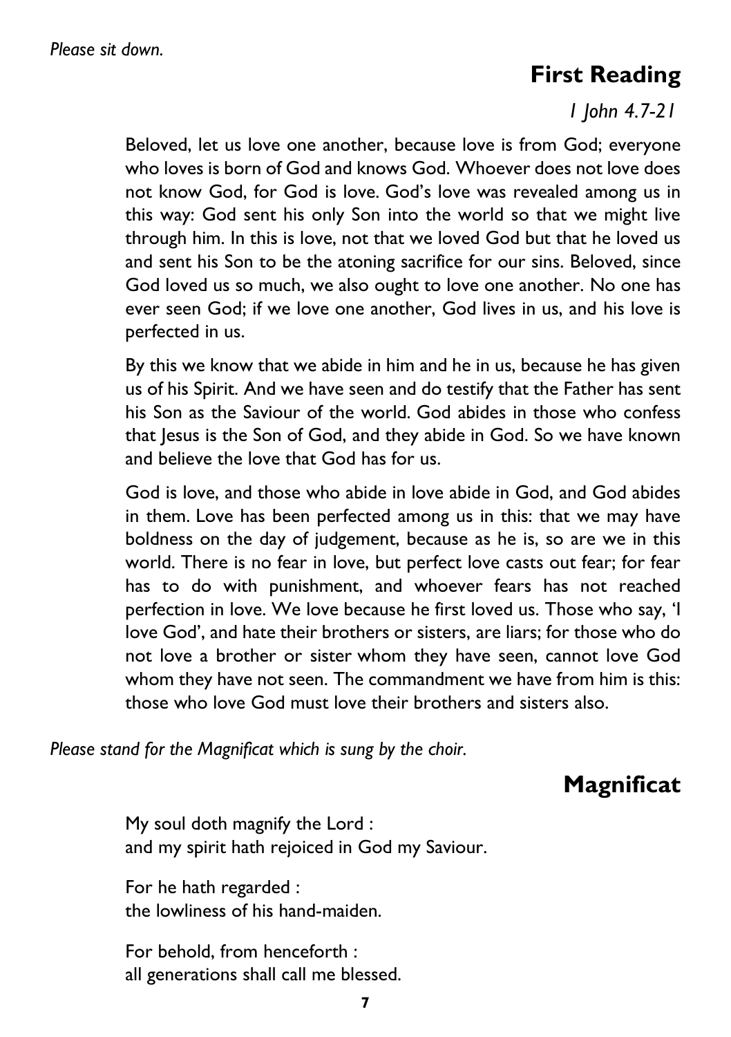*Please sit down.*

## First Reading

*1 John 4.7-21*

Beloved, let us love one another, because love is from God; everyone who loves is born of God and knows God. Whoever does not love does not know God, for God is love. God's love was revealed among us in this way: God sent his only Son into the world so that we might live through him. In this is love, not that we loved God but that he loved us and sent his Son to be the atoning sacrifice for our sins. Beloved, since God loved us so much, we also ought to love one another. No one has ever seen God; if we love one another, God lives in us, and his love is perfected in us.

By this we know that we abide in him and he in us, because he has given us of his Spirit. And we have seen and do testify that the Father has sent his Son as the Saviour of the world. God abides in those who confess that Jesus is the Son of God, and they abide in God. So we have known and believe the love that God has for us.

God is love, and those who abide in love abide in God, and God abides in them. Love has been perfected among us in this: that we may have boldness on the day of judgement, because as he is, so are we in this world. There is no fear in love, but perfect love casts out fear; for fear has to do with punishment, and whoever fears has not reached perfection in love. We love because he first loved us. Those who say, 'I love God', and hate their brothers or sisters, are liars; for those who do not love a brother or sister whom they have seen, cannot love God whom they have not seen. The commandment we have from him is this: those who love God must love their brothers and sisters also.

*Please stand for the Magnificat which is sung by the choir.*

## Magnificat

My soul doth magnify the Lord :
and my spirit hath rejoiced in God my Saviour.

For he hath regarded :
the lowliness of his hand-maiden.

For behold, from henceforth :
all generations shall call me blessed.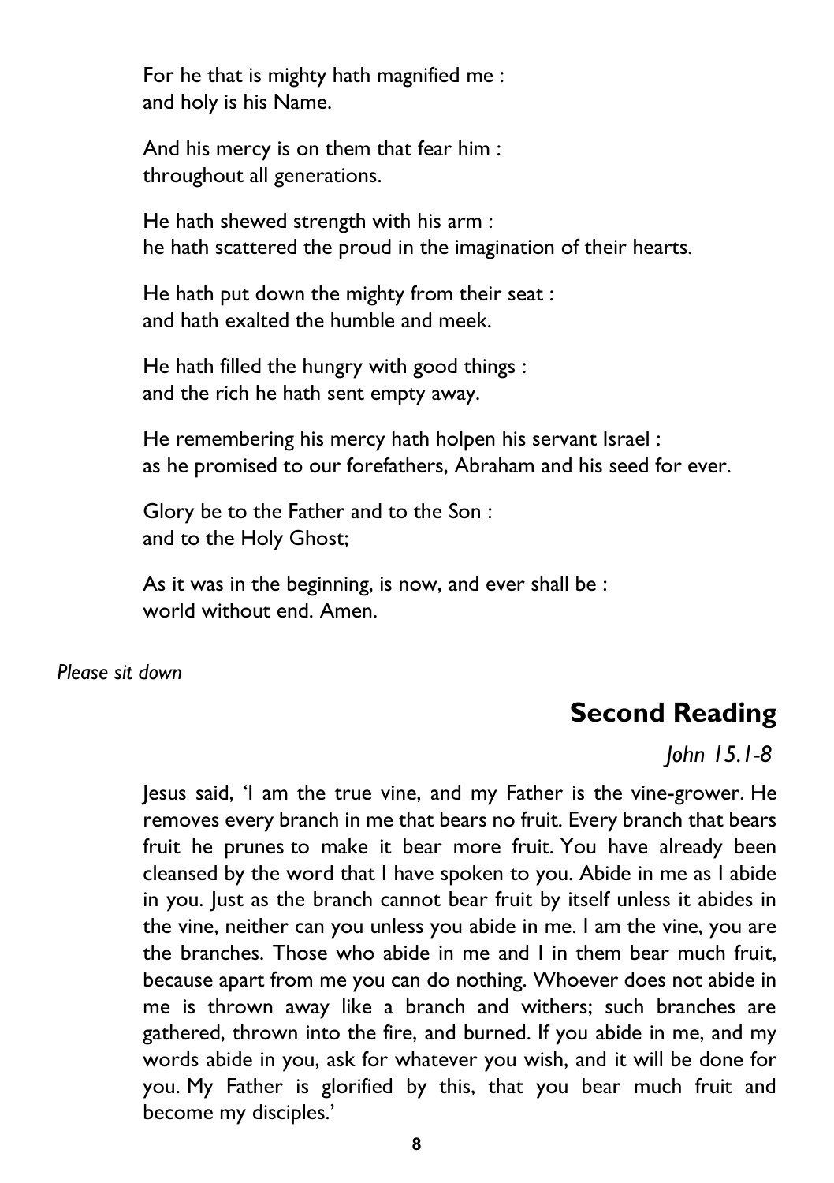For he that is mighty hath magnified me :
and holy is his Name.

And his mercy is on them that fear him :
throughout all generations.

He hath shewed strength with his arm :
he hath scattered the proud in the imagination of their hearts.

He hath put down the mighty from their seat :
and hath exalted the humble and meek.

He hath filled the hungry with good things :
and the rich he hath sent empty away.

He remembering his mercy hath holpen his servant Israel :
as he promised to our forefathers, Abraham and his seed for ever.

Glory be to the Father and to the Son :
and to the Holy Ghost;

As it was in the beginning, is now, and ever shall be :
world without end. Amen.

*Please sit down*

## Second Reading

*John 15.1-8*

Jesus said, 'I am the true vine, and my Father is the vine-grower. He removes every branch in me that bears no fruit. Every branch that bears fruit he prunes to make it bear more fruit. You have already been cleansed by the word that I have spoken to you. Abide in me as I abide in you. Just as the branch cannot bear fruit by itself unless it abides in the vine, neither can you unless you abide in me. I am the vine, you are the branches. Those who abide in me and I in them bear much fruit, because apart from me you can do nothing. Whoever does not abide in me is thrown away like a branch and withers; such branches are gathered, thrown into the fire, and burned. If you abide in me, and my words abide in you, ask for whatever you wish, and it will be done for you. My Father is glorified by this, that you bear much fruit and become my disciples.'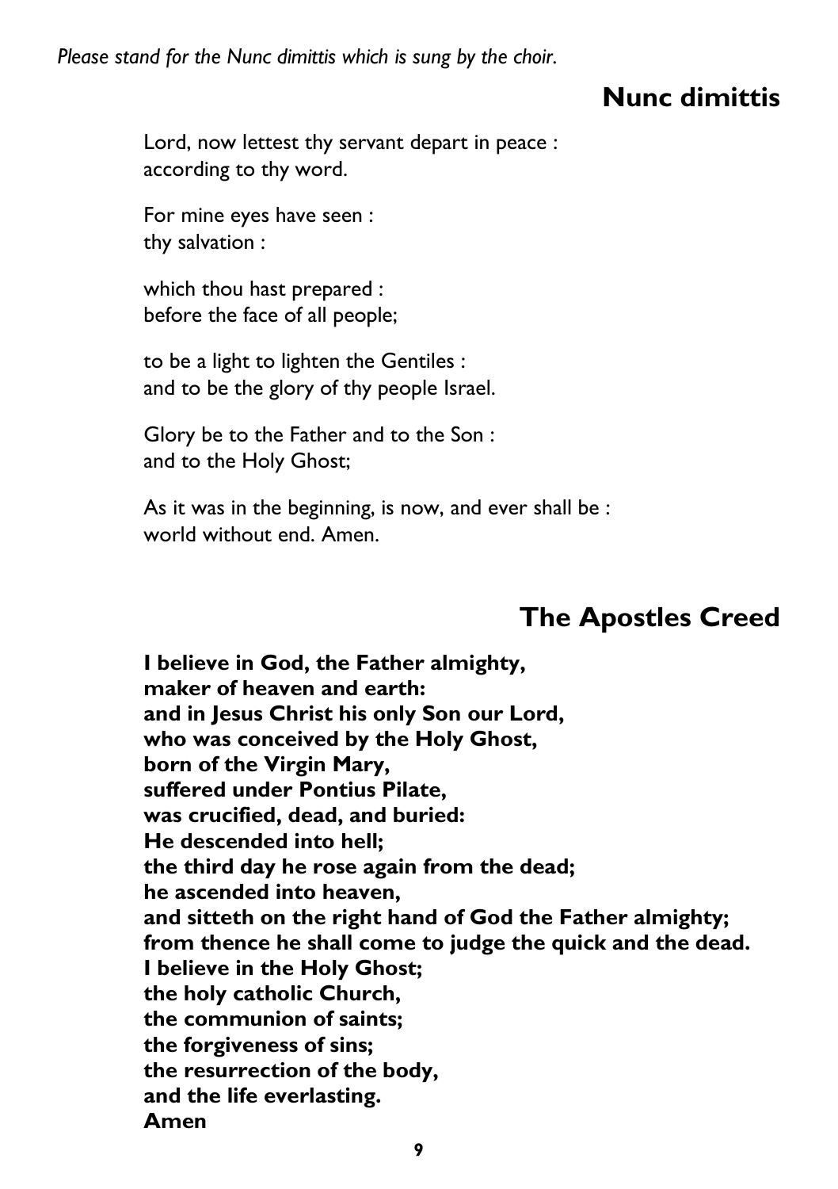*Please stand for the Nunc dimittis which is sung by the choir.*

## Nunc dimittis

Lord, now lettest thy servant depart in peace :
according to thy word.

For mine eyes have seen :
thy salvation :

which thou hast prepared :
before the face of all people;

to be a light to lighten the Gentiles :
and to be the glory of thy people Israel.

Glory be to the Father and to the Son :
and to the Holy Ghost;

As it was in the beginning, is now, and ever shall be :
world without end. Amen.

## The Apostles Creed

**I believe in God, the Father almighty,**
**maker of heaven and earth:**
**and in Jesus Christ his only Son our Lord,**
**who was conceived by the Holy Ghost,**
**born of the Virgin Mary,**
**suffered under Pontius Pilate,**
**was crucified, dead, and buried:**
**He descended into hell;**
**the third day he rose again from the dead;**
**he ascended into heaven,**
**and sitteth on the right hand of God the Father almighty;**
**from thence he shall come to judge the quick and the dead.**
**I believe in the Holy Ghost;**
**the holy catholic Church,**
**the communion of saints;**
**the forgiveness of sins;**
**the resurrection of the body,**
**and the life everlasting.**
**Amen**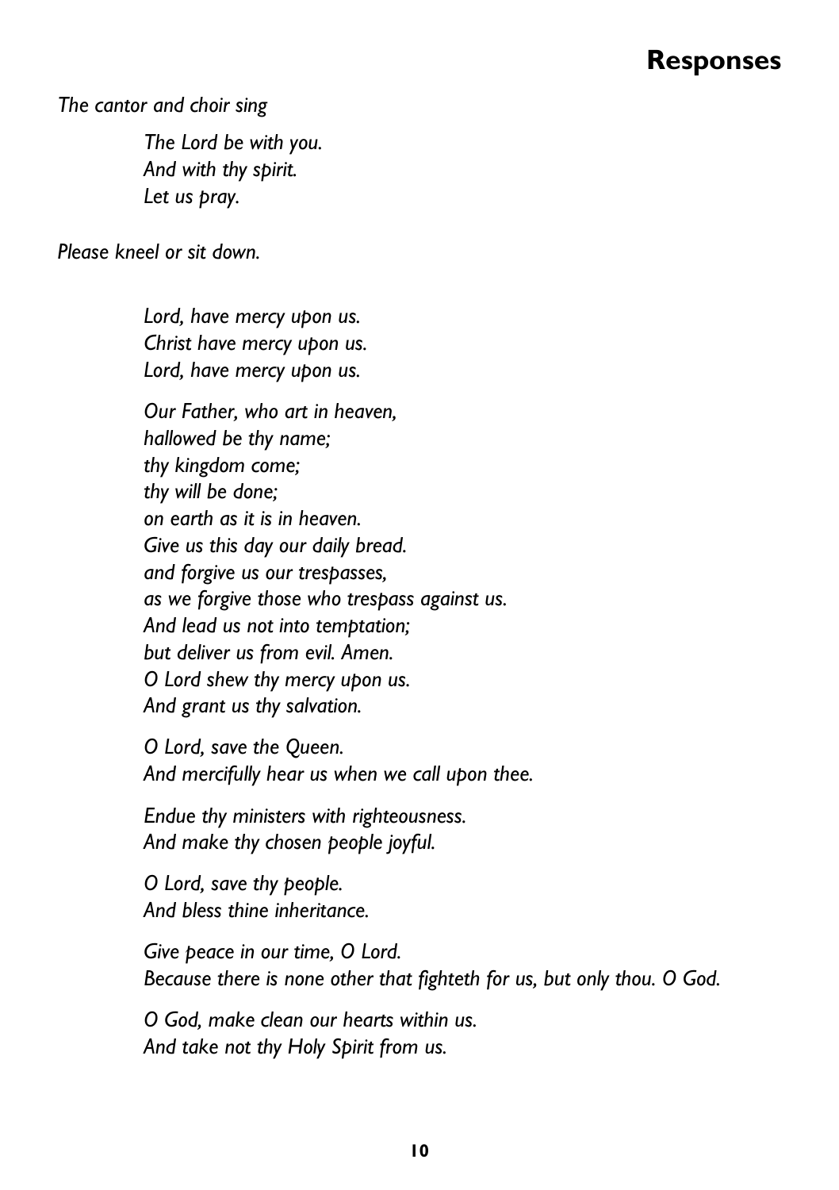## Responses

*The cantor and choir sing*

*The Lord be with you.*
*And with thy spirit.*
*Let us pray.*

*Please kneel or sit down.*

*Lord, have mercy upon us.*
*Christ have mercy upon us.*
*Lord, have mercy upon us.*

*Our Father, who art in heaven,*
*hallowed be thy name;*
*thy kingdom come;*
*thy will be done;*
*on earth as it is in heaven.*
*Give us this day our daily bread.*
*and forgive us our trespasses,*
*as we forgive those who trespass against us.*
*And lead us not into temptation;*
*but deliver us from evil. Amen.*
*O Lord shew thy mercy upon us.*
*And grant us thy salvation.*

*O Lord, save the Queen.*
*And mercifully hear us when we call upon thee.*

*Endue thy ministers with righteousness.*
*And make thy chosen people joyful.*

*O Lord, save thy people.*
*And bless thine inheritance.*

*Give peace in our time, O Lord.*
*Because there is none other that fighteth for us, but only thou. O God.*

*O God, make clean our hearts within us.*
*And take not thy Holy Spirit from us.*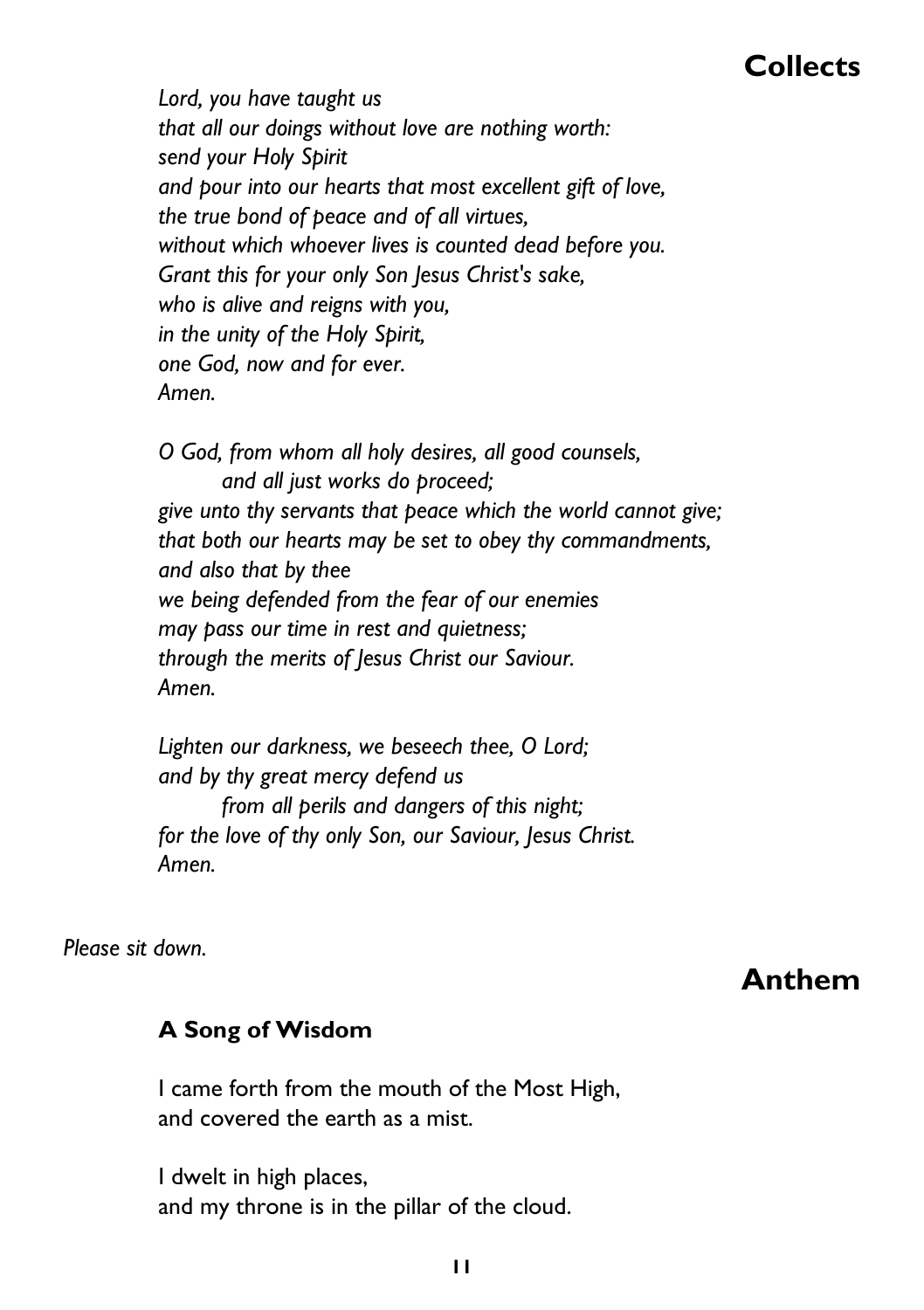## Collects

*Lord, you have taught us*
*that all our doings without love are nothing worth:*
*send your Holy Spirit*
*and pour into our hearts that most excellent gift of love,*
*the true bond of peace and of all virtues,*
*without which whoever lives is counted dead before you.*
*Grant this for your only Son Jesus Christ's sake,*
*who is alive and reigns with you,*
*in the unity of the Holy Spirit,*
*one God, now and for ever.*
*Amen.*

*O God, from whom all holy desires, all good counsels,*
*and all just works do proceed;*
*give unto thy servants that peace which the world cannot give;*
*that both our hearts may be set to obey thy commandments,*
*and also that by thee*
*we being defended from the fear of our enemies*
*may pass our time in rest and quietness;*
*through the merits of Jesus Christ our Saviour.*
*Amen.*

*Lighten our darkness, we beseech thee, O Lord;*
*and by thy great mercy defend us*
*from all perils and dangers of this night;*
*for the love of thy only Son, our Saviour, Jesus Christ.*
*Amen.*

*Please sit down.*

## Anthem

**A Song of Wisdom**

I came forth from the mouth of the Most High,
and covered the earth as a mist.

I dwelt in high places,
and my throne is in the pillar of the cloud.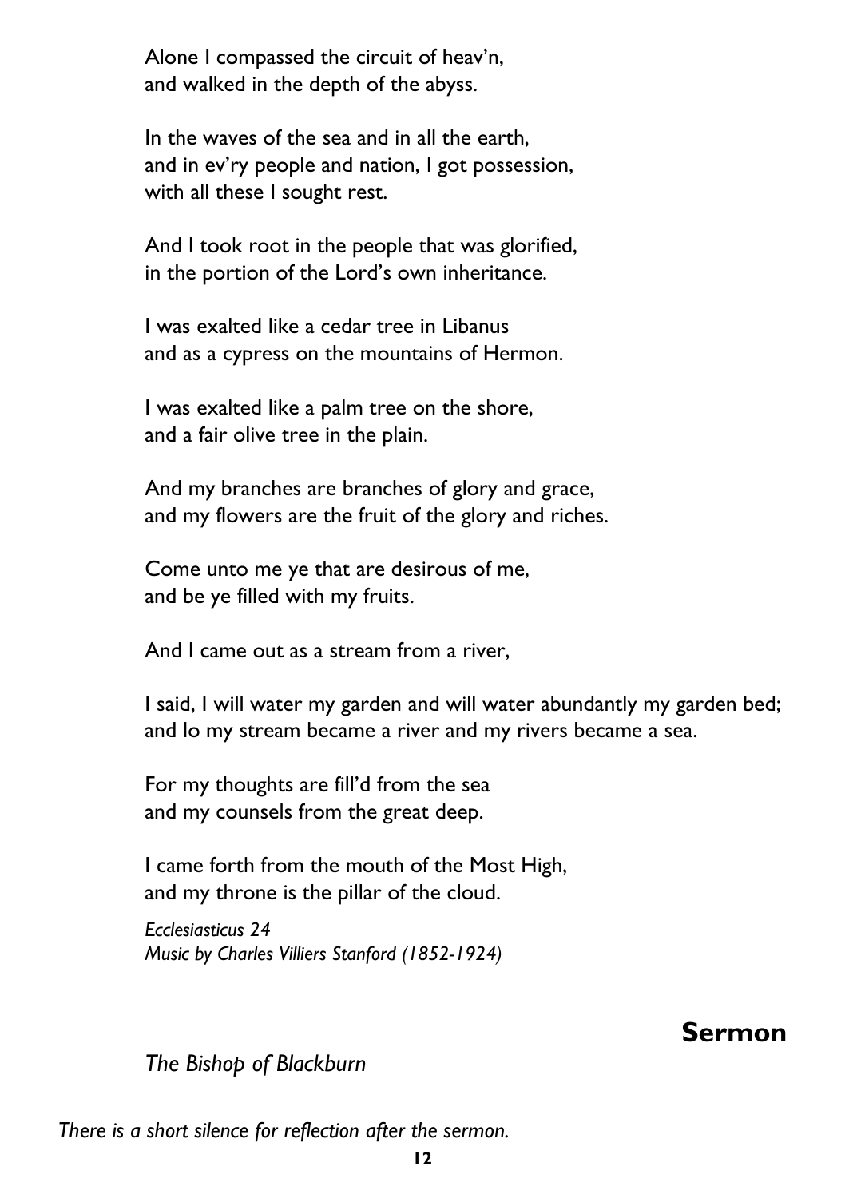Alone I compassed the circuit of heav'n,
and walked in the depth of the abyss.

In the waves of the sea and in all the earth,
and in ev'ry people and nation, I got possession,
with all these I sought rest.

And I took root in the people that was glorified,
in the portion of the Lord's own inheritance.

I was exalted like a cedar tree in Libanus
and as a cypress on the mountains of Hermon.

I was exalted like a palm tree on the shore,
and a fair olive tree in the plain.

And my branches are branches of glory and grace,
and my flowers are the fruit of the glory and riches.

Come unto me ye that are desirous of me,
and be ye filled with my fruits.

And I came out as a stream from a river,

I said, I will water my garden and will water abundantly my garden bed;
and lo my stream became a river and my rivers became a sea.

For my thoughts are fill'd from the sea
and my counsels from the great deep.

I came forth from the mouth of the Most High,
and my throne is the pillar of the cloud.

*Ecclesiasticus 24*
*Music by Charles Villiers Stanford (1852-1924)*

## Sermon

*The Bishop of Blackburn*

*There is a short silence for reflection after the sermon.*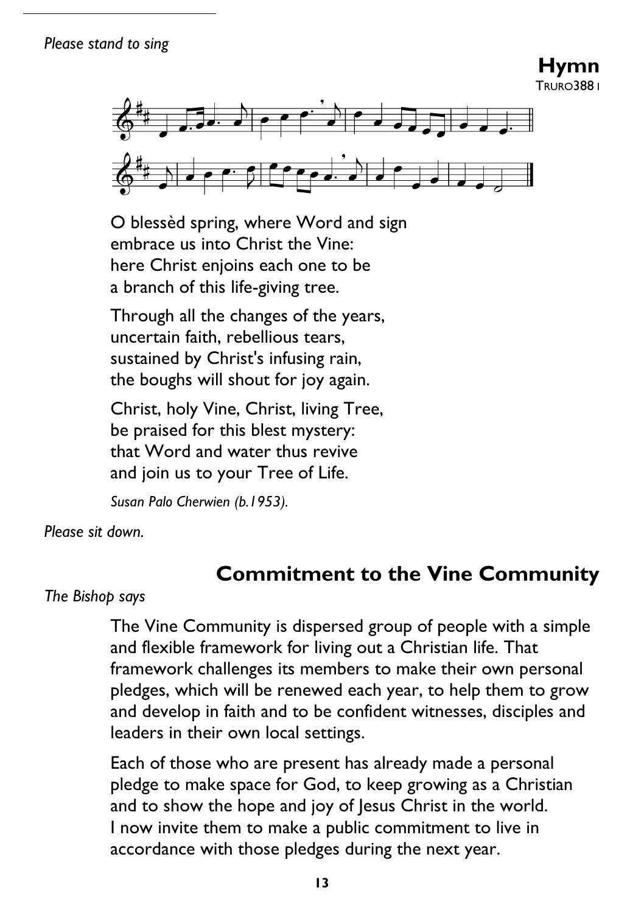*Please stand to sing*

## Hymn

TRURO388 I

O blessèd spring, where Word and sign
embrace us into Christ the Vine:
here Christ enjoins each one to be
a branch of this life-giving tree.

Through all the changes of the years,
uncertain faith, rebellious tears,
sustained by Christ's infusing rain,
the boughs will shout for joy again.

Christ, holy Vine, Christ, living Tree,
be praised for this blest mystery:
that Word and water thus revive
and join us to your Tree of Life.

*Susan Palo Cherwien (b.1953).*

*Please sit down.*

## Commitment to the Vine Community

*The Bishop says*

The Vine Community is dispersed group of people with a simple and flexible framework for living out a Christian life. That framework challenges its members to make their own personal pledges, which will be renewed each year, to help them to grow and develop in faith and to be confident witnesses, disciples and leaders in their own local settings.

Each of those who are present has already made a personal pledge to make space for God, to keep growing as a Christian and to show the hope and joy of Jesus Christ in the world. I now invite them to make a public commitment to live in accordance with those pledges during the next year.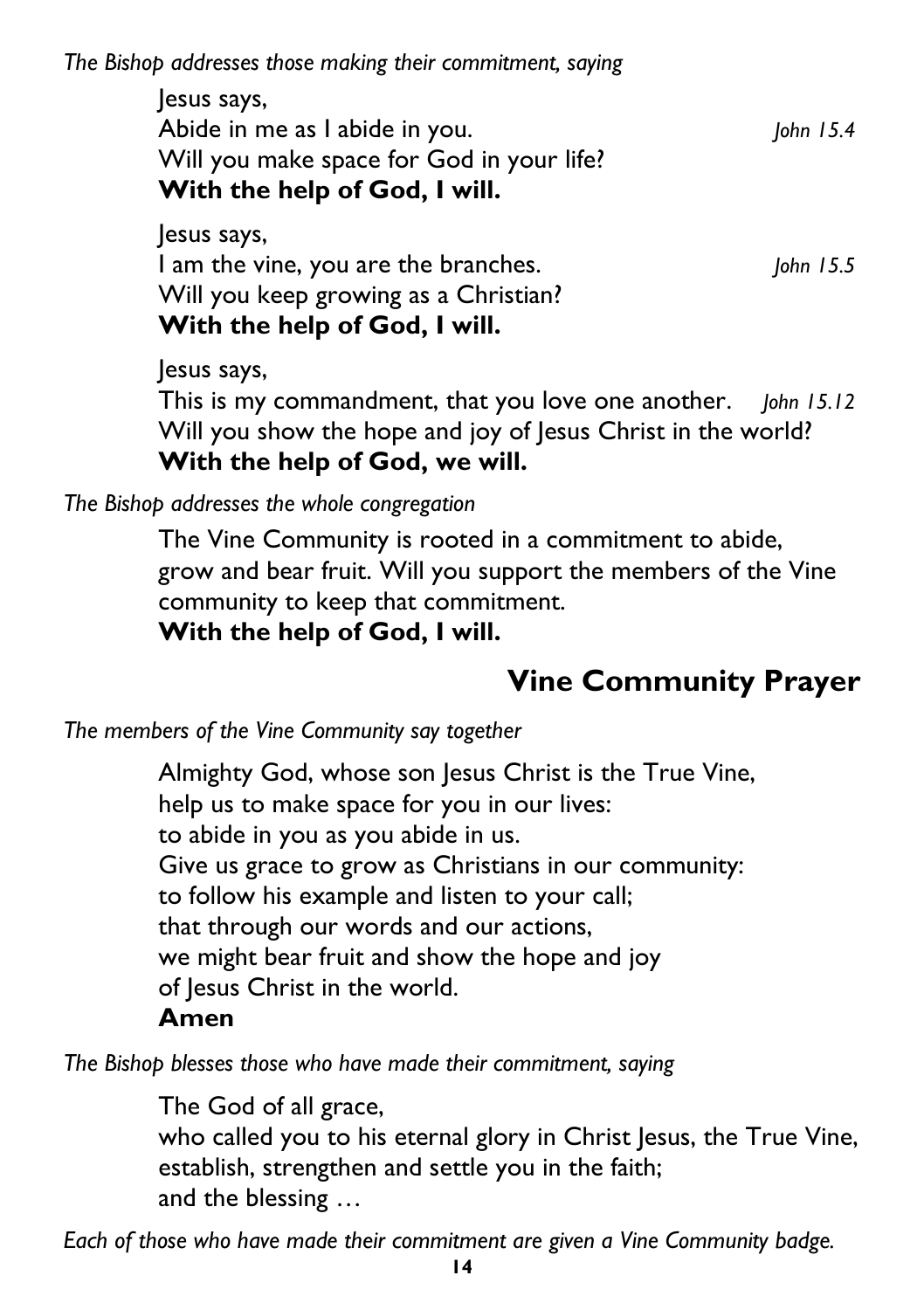*The Bishop addresses those making their commitment, saying*

Jesus says,
Abide in me as I abide in you. *John 15.4*
Will you make space for God in your life?
**With the help of God, I will.**

Jesus says,
I am the vine, you are the branches. *John 15.5*
Will you keep growing as a Christian?
**With the help of God, I will.**

Jesus says,
This is my commandment, that you love one another. *John 15.12*
Will you show the hope and joy of Jesus Christ in the world?
**With the help of God, we will.**

*The Bishop addresses the whole congregation*

The Vine Community is rooted in a commitment to abide, grow and bear fruit. Will you support the members of the Vine community to keep that commitment.
**With the help of God, I will.**

## Vine Community Prayer

*The members of the Vine Community say together*

Almighty God, whose son Jesus Christ is the True Vine,
help us to make space for you in our lives:
to abide in you as you abide in us.
Give us grace to grow as Christians in our community:
to follow his example and listen to your call;
that through our words and our actions,
we might bear fruit and show the hope and joy
of Jesus Christ in the world.
**Amen**

*The Bishop blesses those who have made their commitment, saying*

The God of all grace,
who called you to his eternal glory in Christ Jesus, the True Vine,
establish, strengthen and settle you in the faith;
and the blessing …

*Each of those who have made their commitment are given a Vine Community badge.*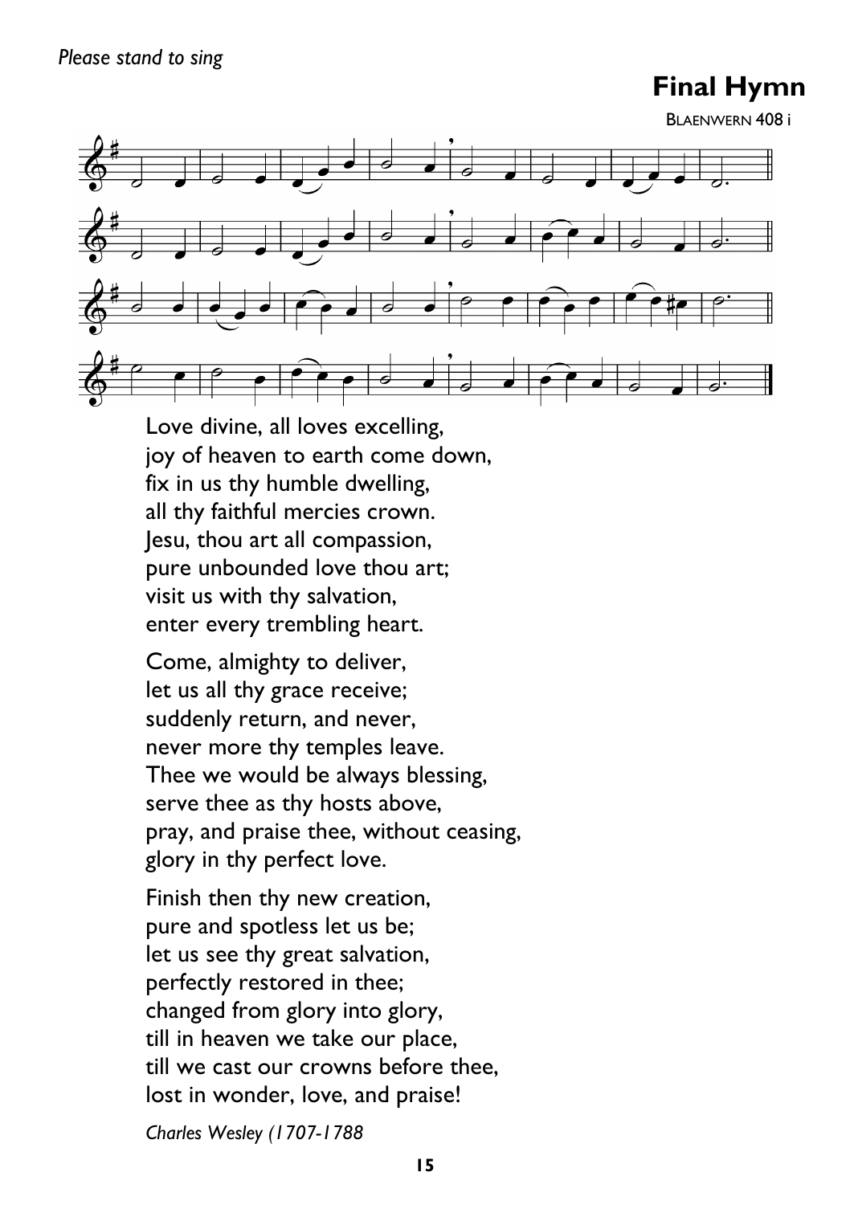*Please stand to sing*

## Final Hymn

BLAENWERN 408 i

Love divine, all loves excelling,
joy of heaven to earth come down,
fix in us thy humble dwelling,
all thy faithful mercies crown.
Jesu, thou art all compassion,
pure unbounded love thou art;
visit us with thy salvation,
enter every trembling heart.

Come, almighty to deliver,
let us all thy grace receive;
suddenly return, and never,
never more thy temples leave.
Thee we would be always blessing,
serve thee as thy hosts above,
pray, and praise thee, without ceasing,
glory in thy perfect love.

Finish then thy new creation,
pure and spotless let us be;
let us see thy great salvation,
perfectly restored in thee;
changed from glory into glory,
till in heaven we take our place,
till we cast our crowns before thee,
lost in wonder, love, and praise!

*Charles Wesley (1707-1788*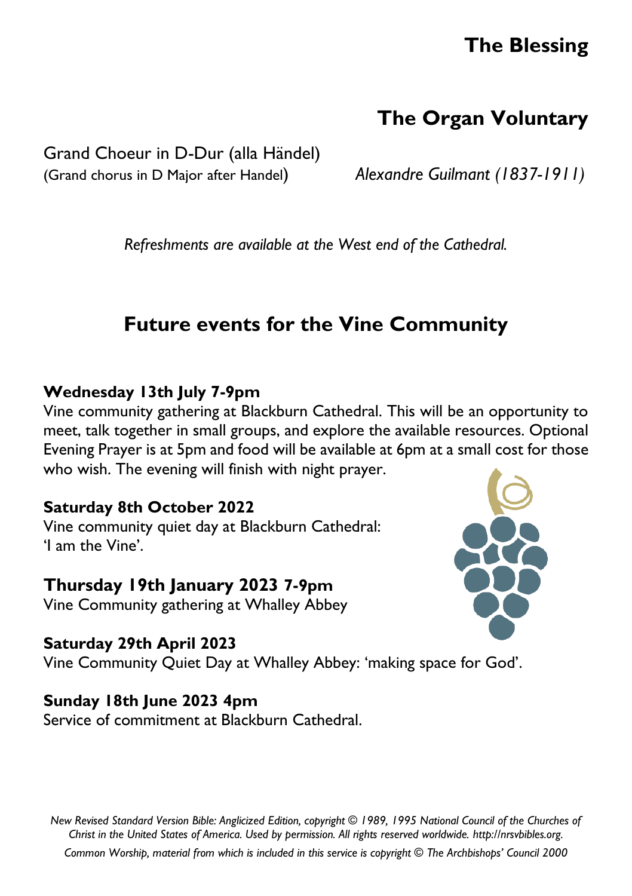## The Blessing

## The Organ Voluntary

Grand Choeur in D-Dur (alla Händel)
(Grand chorus in D Major after Handel) *Alexandre Guilmant (1837-1911)*

*Refreshments are available at the West end of the Cathedral.*

## Future events for the Vine Community

**Wednesday 13th July 7-9pm**
Vine community gathering at Blackburn Cathedral. This will be an opportunity to meet, talk together in small groups, and explore the available resources. Optional Evening Prayer is at 5pm and food will be available at 6pm at a small cost for those who wish. The evening will finish with night prayer.

**Saturday 8th October 2022**
Vine community quiet day at Blackburn Cathedral: 'I am the Vine'.

**Thursday 19th January 2023 7-9pm**
Vine Community gathering at Whalley Abbey

**Saturday 29th April 2023**
Vine Community Quiet Day at Whalley Abbey: 'making space for God'.

**Sunday 18th June 2023 4pm**
Service of commitment at Blackburn Cathedral.

*New Revised Standard Version Bible: Anglicized Edition, copyright © 1989, 1995 National Council of the Churches of Christ in the United States of America. Used by permission. All rights reserved worldwide. http://nrsvbibles.org.*

*Common Worship, material from which is included in this service is copyright © The Archbishops' Council 2000*